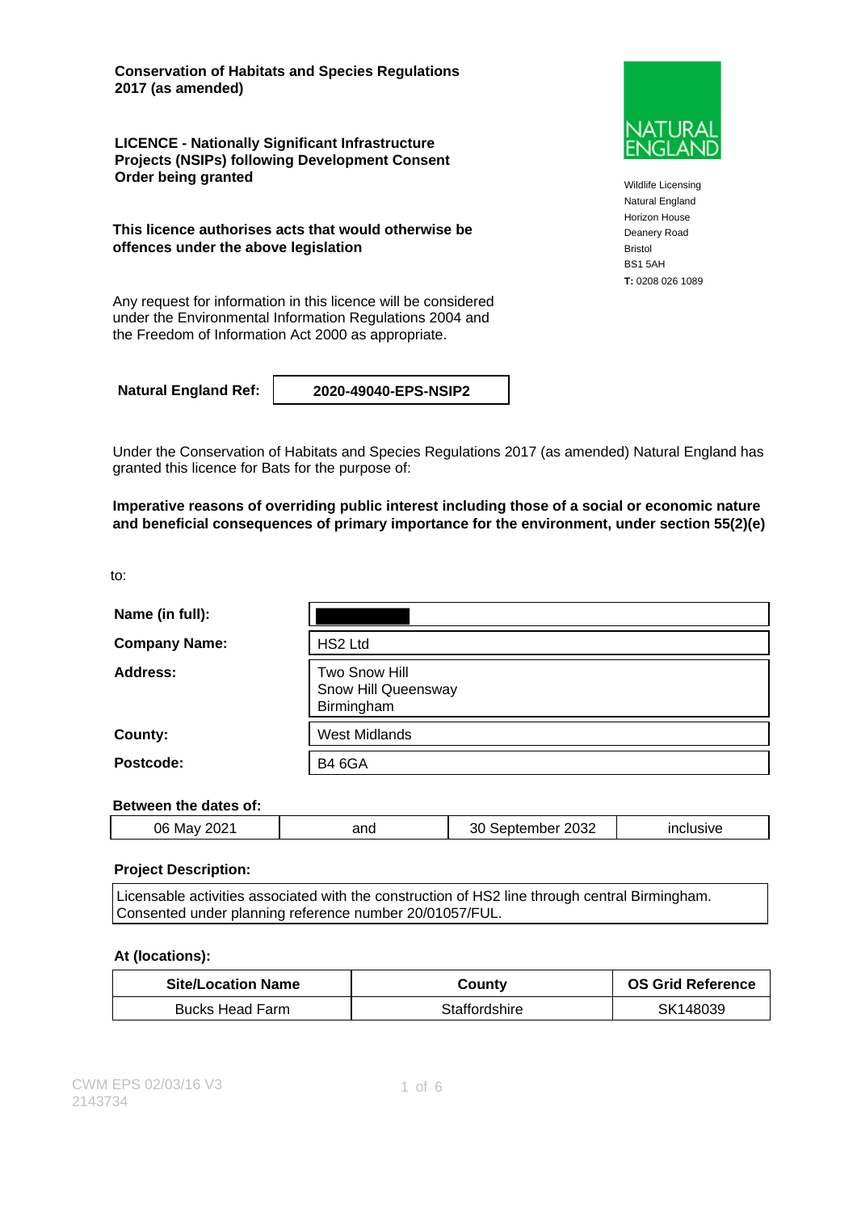**Conservation of Habitats and Species Regulations 2017 (as amended)**

**LICENCE - Nationally Significant Infrastructure Projects (NSIPs) following Development Consent Order being granted**

**This licence authorises acts that would otherwise be offences under the above legislation**

Any request for information in this licence will be considered under the Environmental Information Regulations 2004 and the Freedom of Information Act 2000 as appropriate.

NATURAL ENGLAND

Wildlife Licensing
Natural England
Horizon House
Deanery Road
Bristol
BS1 5AH
**T:** 0208 026 1089

| **Natural England Ref:** | **2020-49040-EPS-NSIP2** |
|---|---|

Under the Conservation of Habitats and Species Regulations 2017 (as amended) Natural England has granted this licence for Bats for the purpose of:

**Imperative reasons of overriding public interest including those of a social or economic nature and beneficial consequences of primary importance for the environment, under section 55(2)(e)**

to:

| | |
|---|---|
| **Name (in full):** | |
| **Company Name:** | HS2 Ltd |
| **Address:** | Two Snow Hill<br>Snow Hill Queensway<br>Birmingham |
| **County:** | West Midlands |
| **Postcode:** | B4 6GA |

**Between the dates of:**

| 06 May 2021 | and | 30 September 2032 | inclusive |
|---|---|---|---|

**Project Description:**

Licensable activities associated with the construction of HS2 line through central Birmingham. Consented under planning reference number 20/01057/FUL.

**At (locations):**

| Site/Location Name | County | OS Grid Reference |
|---|---|---|
| Bucks Head Farm | Staffordshire | SK148039 |

CWM EPS 02/03/16 V3
2143734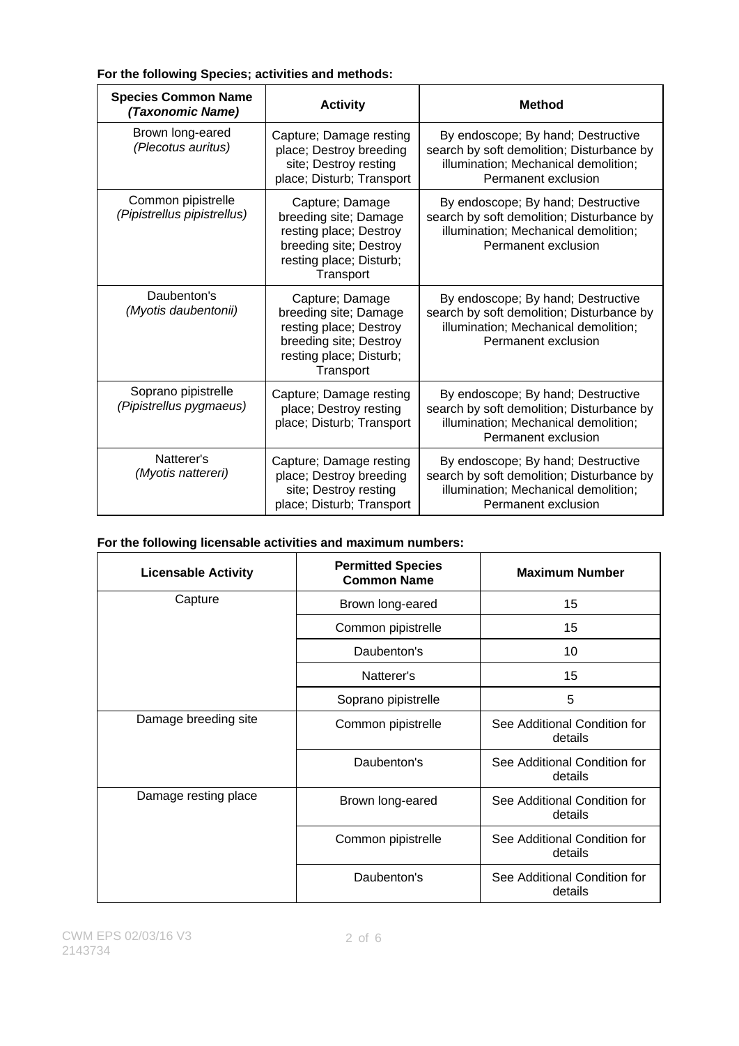**For the following Species; activities and methods:**

| Species Common Name *(Taxonomic Name)* | Activity | Method |
|---|---|---|
| Brown long-eared *(Plecotus auritus)* | Capture; Damage resting place; Destroy breeding site; Destroy resting place; Disturb; Transport | By endoscope; By hand; Destructive search by soft demolition; Disturbance by illumination; Mechanical demolition; Permanent exclusion |
| Common pipistrelle *(Pipistrellus pipistrellus)* | Capture; Damage breeding site; Damage resting place; Destroy breeding site; Destroy resting place; Disturb; Transport | By endoscope; By hand; Destructive search by soft demolition; Disturbance by illumination; Mechanical demolition; Permanent exclusion |
| Daubenton's *(Myotis daubentonii)* | Capture; Damage breeding site; Damage resting place; Destroy breeding site; Destroy resting place; Disturb; Transport | By endoscope; By hand; Destructive search by soft demolition; Disturbance by illumination; Mechanical demolition; Permanent exclusion |
| Soprano pipistrelle *(Pipistrellus pygmaeus)* | Capture; Damage resting place; Destroy resting place; Disturb; Transport | By endoscope; By hand; Destructive search by soft demolition; Disturbance by illumination; Mechanical demolition; Permanent exclusion |
| Natterer's *(Myotis nattereri)* | Capture; Damage resting place; Destroy breeding site; Destroy resting place; Disturb; Transport | By endoscope; By hand; Destructive search by soft demolition; Disturbance by illumination; Mechanical demolition; Permanent exclusion |

**For the following licensable activities and maximum numbers:**

| Licensable Activity | Permitted Species Common Name | Maximum Number |
|---|---|---|
| Capture | Brown long-eared | 15 |
| | Common pipistrelle | 15 |
| | Daubenton's | 10 |
| | Natterer's | 15 |
| | Soprano pipistrelle | 5 |
| Damage breeding site | Common pipistrelle | See Additional Condition for details |
| | Daubenton's | See Additional Condition for details |
| Damage resting place | Brown long-eared | See Additional Condition for details |
| | Common pipistrelle | See Additional Condition for details |
| | Daubenton's | See Additional Condition for details |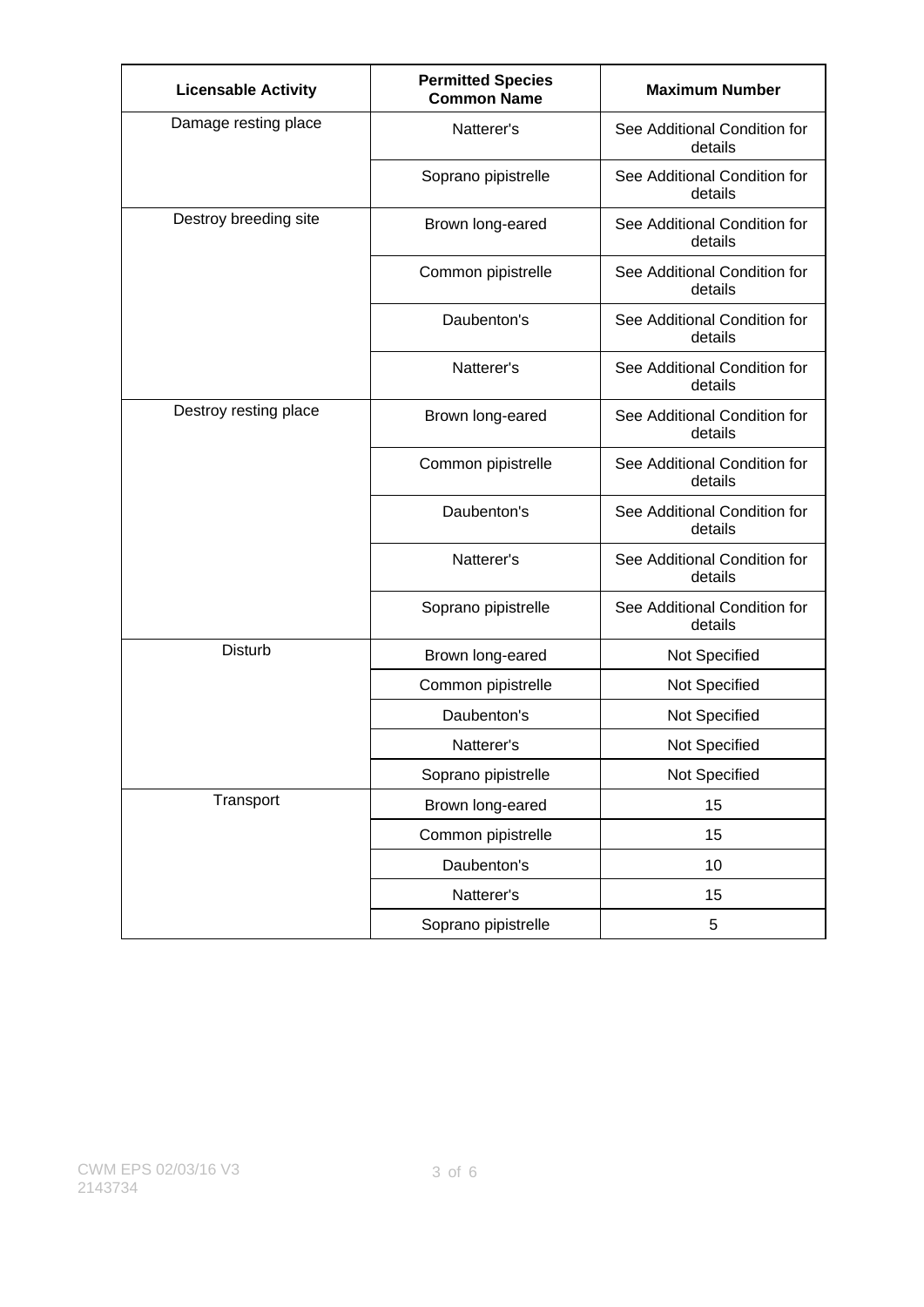| Licensable Activity | Permitted Species Common Name | Maximum Number |
|---|---|---|
| Damage resting place | Natterer's | See Additional Condition for details |
| | Soprano pipistrelle | See Additional Condition for details |
| Destroy breeding site | Brown long-eared | See Additional Condition for details |
| | Common pipistrelle | See Additional Condition for details |
| | Daubenton's | See Additional Condition for details |
| | Natterer's | See Additional Condition for details |
| Destroy resting place | Brown long-eared | See Additional Condition for details |
| | Common pipistrelle | See Additional Condition for details |
| | Daubenton's | See Additional Condition for details |
| | Natterer's | See Additional Condition for details |
| | Soprano pipistrelle | See Additional Condition for details |
| Disturb | Brown long-eared | Not Specified |
| | Common pipistrelle | Not Specified |
| | Daubenton's | Not Specified |
| | Natterer's | Not Specified |
| | Soprano pipistrelle | Not Specified |
| Transport | Brown long-eared | 15 |
| | Common pipistrelle | 15 |
| | Daubenton's | 10 |
| | Natterer's | 15 |
| | Soprano pipistrelle | 5 |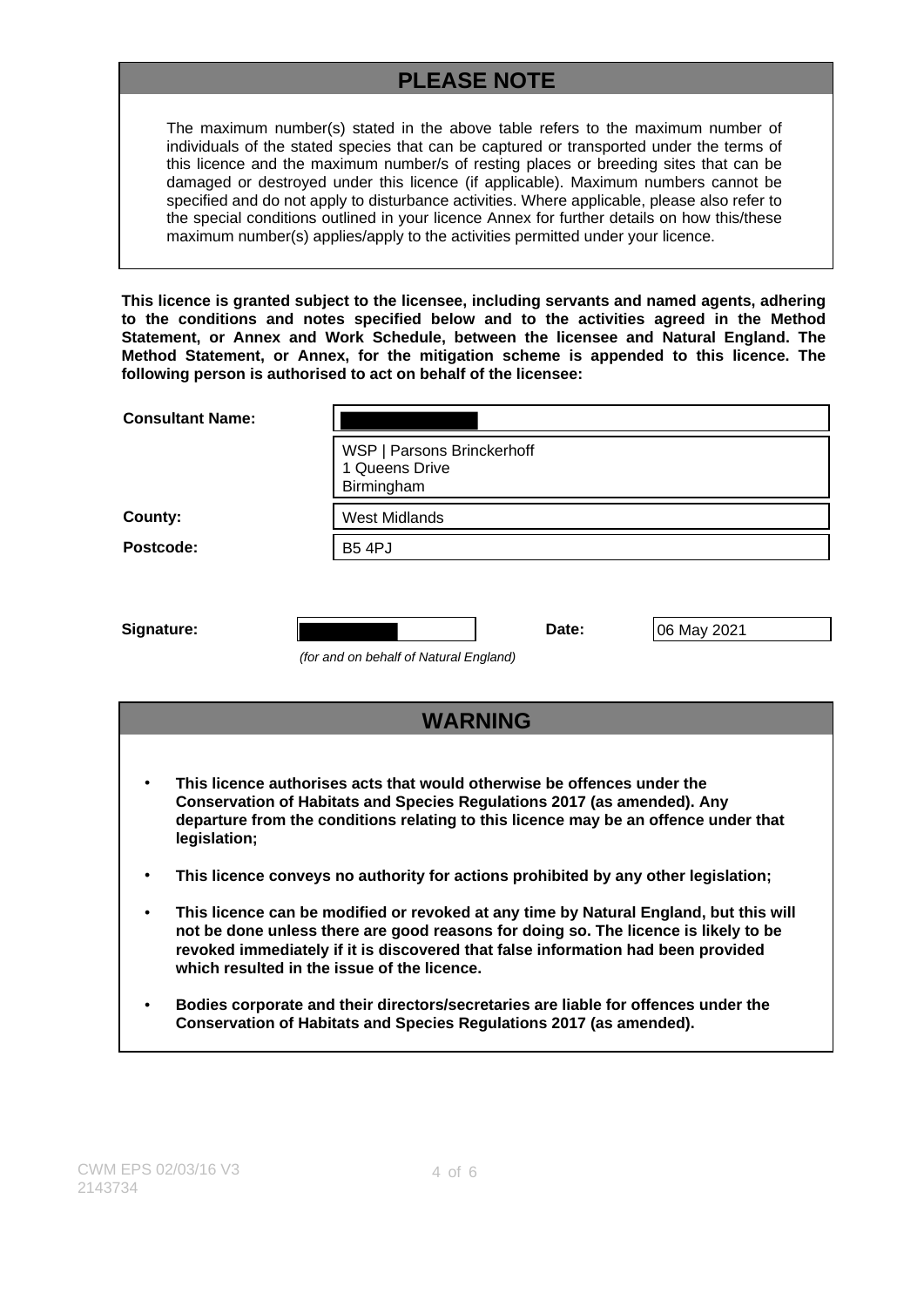## PLEASE NOTE

The maximum number(s) stated in the above table refers to the maximum number of individuals of the stated species that can be captured or transported under the terms of this licence and the maximum number/s of resting places or breeding sites that can be damaged or destroyed under this licence (if applicable). Maximum numbers cannot be specified and do not apply to disturbance activities. Where applicable, please also refer to the special conditions outlined in your licence Annex for further details on how this/these maximum number(s) applies/apply to the activities permitted under your licence.

**This licence is granted subject to the licensee, including servants and named agents, adhering to the conditions and notes specified below and to the activities agreed in the Method Statement, or Annex and Work Schedule, between the licensee and Natural England. The Method Statement, or Annex, for the mitigation scheme is appended to this licence. The following person is authorised to act on behalf of the licensee:**

| | |
|---|---|
| **Consultant Name:** | |
| | WSP \| Parsons Brinckerhoff<br>1 Queens Drive<br>Birmingham |
| **County:** | West Midlands |
| **Postcode:** | B5 4PJ |

**Signature:** | **Date:** 06 May 2021

*(for and on behalf of Natural England)*

## WARNING

- **This licence authorises acts that would otherwise be offences under the Conservation of Habitats and Species Regulations 2017 (as amended). Any departure from the conditions relating to this licence may be an offence under that legislation;**
- **This licence conveys no authority for actions prohibited by any other legislation;**
- **This licence can be modified or revoked at any time by Natural England, but this will not be done unless there are good reasons for doing so. The licence is likely to be revoked immediately if it is discovered that false information had been provided which resulted in the issue of the licence.**
- **Bodies corporate and their directors/secretaries are liable for offences under the Conservation of Habitats and Species Regulations 2017 (as amended).**

CWM EPS 02/03/16 V3
2143734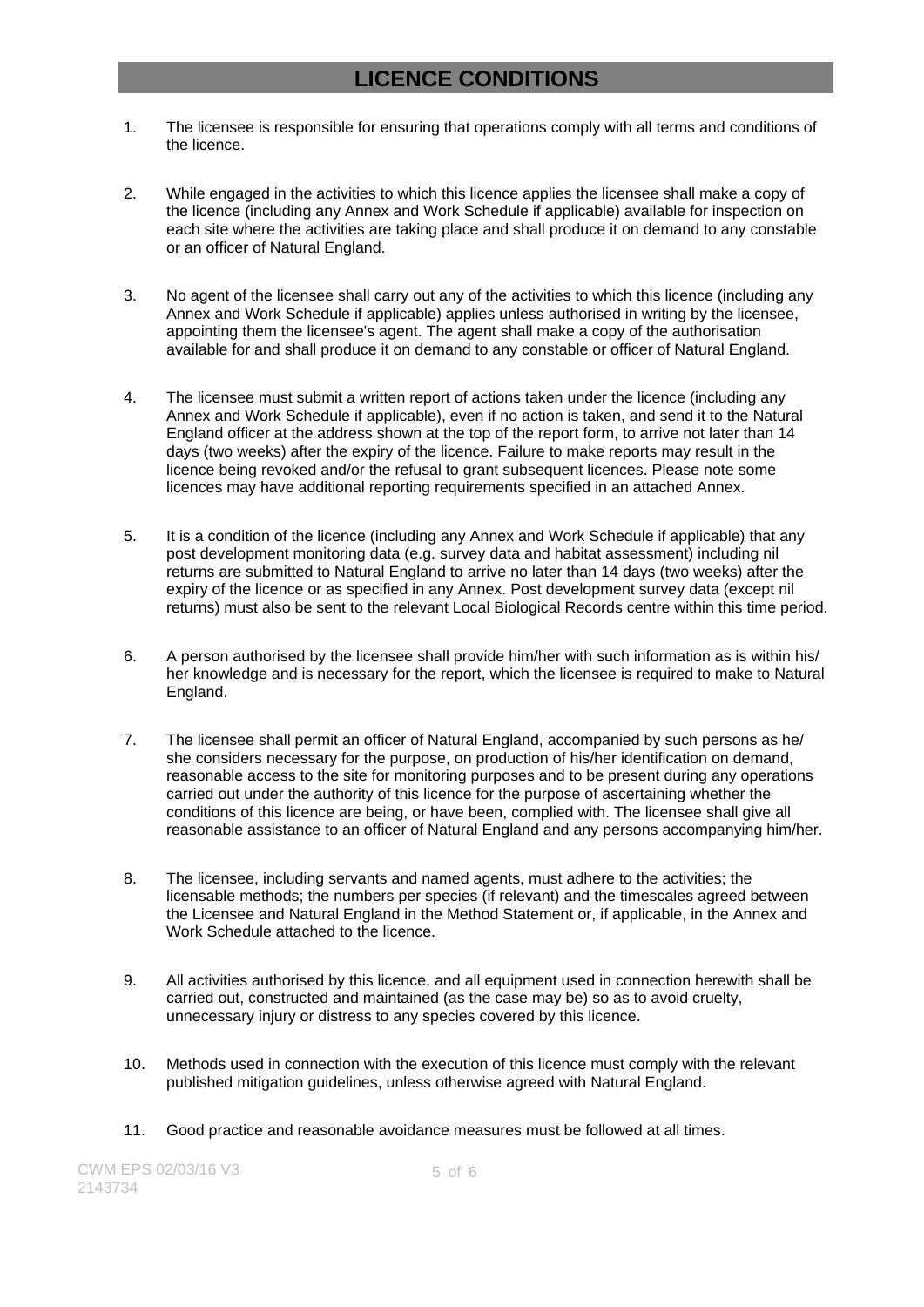# LICENCE CONDITIONS

1. The licensee is responsible for ensuring that operations comply with all terms and conditions of the licence.

2. While engaged in the activities to which this licence applies the licensee shall make a copy of the licence (including any Annex and Work Schedule if applicable) available for inspection on each site where the activities are taking place and shall produce it on demand to any constable or an officer of Natural England.

3. No agent of the licensee shall carry out any of the activities to which this licence (including any Annex and Work Schedule if applicable) applies unless authorised in writing by the licensee, appointing them the licensee's agent. The agent shall make a copy of the authorisation available for and shall produce it on demand to any constable or officer of Natural England.

4. The licensee must submit a written report of actions taken under the licence (including any Annex and Work Schedule if applicable), even if no action is taken, and send it to the Natural England officer at the address shown at the top of the report form, to arrive not later than 14 days (two weeks) after the expiry of the licence. Failure to make reports may result in the licence being revoked and/or the refusal to grant subsequent licences. Please note some licences may have additional reporting requirements specified in an attached Annex.

5. It is a condition of the licence (including any Annex and Work Schedule if applicable) that any post development monitoring data (e.g. survey data and habitat assessment) including nil returns are submitted to Natural England to arrive no later than 14 days (two weeks) after the expiry of the licence or as specified in any Annex. Post development survey data (except nil returns) must also be sent to the relevant Local Biological Records centre within this time period.

6. A person authorised by the licensee shall provide him/her with such information as is within his/her knowledge and is necessary for the report, which the licensee is required to make to Natural England.

7. The licensee shall permit an officer of Natural England, accompanied by such persons as he/she considers necessary for the purpose, on production of his/her identification on demand, reasonable access to the site for monitoring purposes and to be present during any operations carried out under the authority of this licence for the purpose of ascertaining whether the conditions of this licence are being, or have been, complied with. The licensee shall give all reasonable assistance to an officer of Natural England and any persons accompanying him/her.

8. The licensee, including servants and named agents, must adhere to the activities; the licensable methods; the numbers per species (if relevant) and the timescales agreed between the Licensee and Natural England in the Method Statement or, if applicable, in the Annex and Work Schedule attached to the licence.

9. All activities authorised by this licence, and all equipment used in connection herewith shall be carried out, constructed and maintained (as the case may be) so as to avoid cruelty, unnecessary injury or distress to any species covered by this licence.

10. Methods used in connection with the execution of this licence must comply with the relevant published mitigation guidelines, unless otherwise agreed with Natural England.

11. Good practice and reasonable avoidance measures must be followed at all times.

CWM EPS 02/03/16 V3
2143734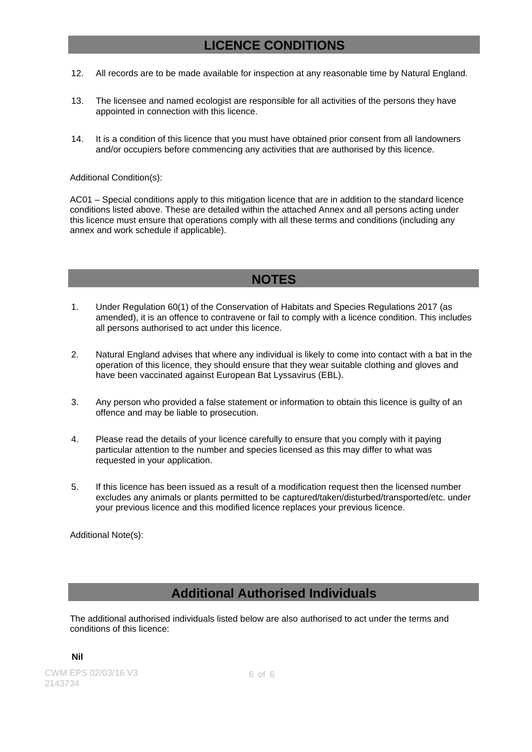## LICENCE CONDITIONS

12. All records are to be made available for inspection at any reasonable time by Natural England.

13. The licensee and named ecologist are responsible for all activities of the persons they have appointed in connection with this licence.

14. It is a condition of this licence that you must have obtained prior consent from all landowners and/or occupiers before commencing any activities that are authorised by this licence.

Additional Condition(s):

AC01 – Special conditions apply to this mitigation licence that are in addition to the standard licence conditions listed above. These are detailed within the attached Annex and all persons acting under this licence must ensure that operations comply with all these terms and conditions (including any annex and work schedule if applicable).

## NOTES

1. Under Regulation 60(1) of the Conservation of Habitats and Species Regulations 2017 (as amended), it is an offence to contravene or fail to comply with a licence condition. This includes all persons authorised to act under this licence.

2. Natural England advises that where any individual is likely to come into contact with a bat in the operation of this licence, they should ensure that they wear suitable clothing and gloves and have been vaccinated against European Bat Lyssavirus (EBL).

3. Any person who provided a false statement or information to obtain this licence is guilty of an offence and may be liable to prosecution.

4. Please read the details of your licence carefully to ensure that you comply with it paying particular attention to the number and species licensed as this may differ to what was requested in your application.

5. If this licence has been issued as a result of a modification request then the licensed number excludes any animals or plants permitted to be captured/taken/disturbed/transported/etc. under your previous licence and this modified licence replaces your previous licence.

Additional Note(s):

## Additional Authorised Individuals

The additional authorised individuals listed below are also authorised to act under the terms and conditions of this licence:

**Nil**

CWM EPS 02/03/16 V3
2143734